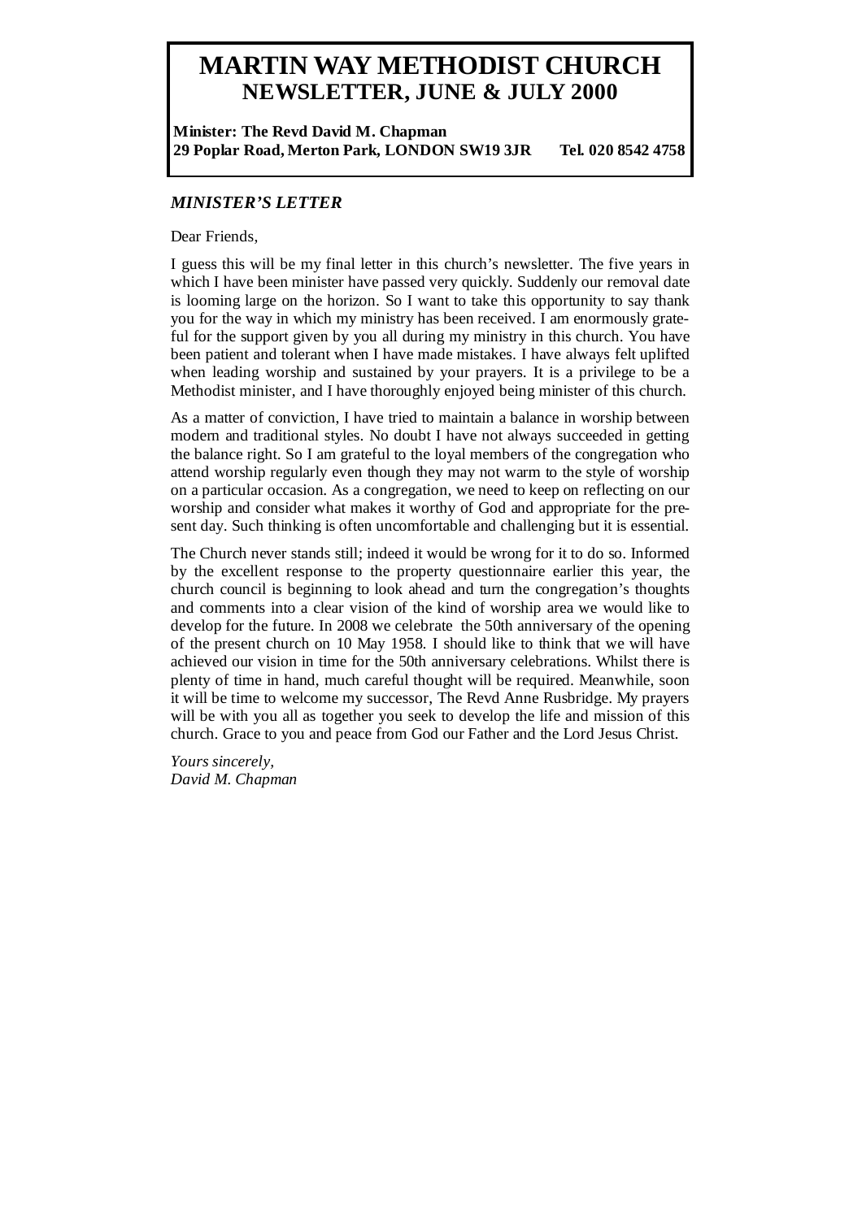# MARTIN WAY METHODIST CHURCH
## NEWSLETTER, JUNE & JULY 2000

**Minister: The Revd David M. Chapman**
**29 Poplar Road, Merton Park, LONDON SW19 3JR Tel. 020 8542 4758**

### *MINISTER'S LETTER*

Dear Friends,

I guess this will be my final letter in this church's newsletter. The five years in which I have been minister have passed very quickly. Suddenly our removal date is looming large on the horizon. So I want to take this opportunity to say thank you for the way in which my ministry has been received. I am enormously grateful for the support given by you all during my ministry in this church. You have been patient and tolerant when I have made mistakes. I have always felt uplifted when leading worship and sustained by your prayers. It is a privilege to be a Methodist minister, and I have thoroughly enjoyed being minister of this church.

As a matter of conviction, I have tried to maintain a balance in worship between modern and traditional styles. No doubt I have not always succeeded in getting the balance right. So I am grateful to the loyal members of the congregation who attend worship regularly even though they may not warm to the style of worship on a particular occasion. As a congregation, we need to keep on reflecting on our worship and consider what makes it worthy of God and appropriate for the present day. Such thinking is often uncomfortable and challenging but it is essential.

The Church never stands still; indeed it would be wrong for it to do so. Informed by the excellent response to the property questionnaire earlier this year, the church council is beginning to look ahead and turn the congregation's thoughts and comments into a clear vision of the kind of worship area we would like to develop for the future. In 2008 we celebrate the 50th anniversary of the opening of the present church on 10 May 1958. I should like to think that we will have achieved our vision in time for the 50th anniversary celebrations. Whilst there is plenty of time in hand, much careful thought will be required. Meanwhile, soon it will be time to welcome my successor, The Revd Anne Rusbridge. My prayers will be with you all as together you seek to develop the life and mission of this church. Grace to you and peace from God our Father and the Lord Jesus Christ.

*Yours sincerely,*
*David M. Chapman*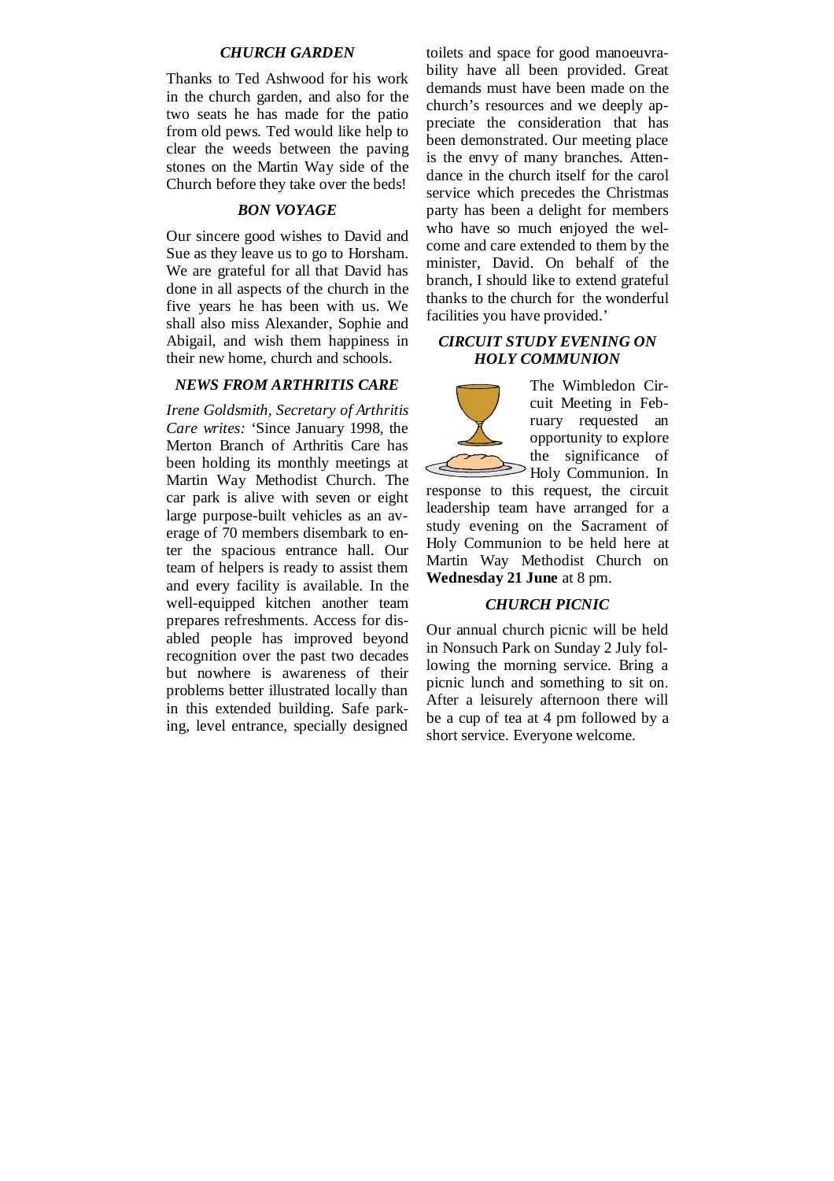## *CHURCH GARDEN*

Thanks to Ted Ashwood for his work in the church garden, and also for the two seats he has made for the patio from old pews. Ted would like help to clear the weeds between the paving stones on the Martin Way side of the Church before they take over the beds!

## *BON VOYAGE*

Our sincere good wishes to David and Sue as they leave us to go to Horsham. We are grateful for all that David has done in all aspects of the church in the five years he has been with us. We shall also miss Alexander, Sophie and Abigail, and wish them happiness in their new home, church and schools.

## *NEWS FROM ARTHRITIS CARE*

*Irene Goldsmith, Secretary of Arthritis Care writes:* 'Since January 1998, the Merton Branch of Arthritis Care has been holding its monthly meetings at Martin Way Methodist Church. The car park is alive with seven or eight large purpose-built vehicles as an average of 70 members disembark to enter the spacious entrance hall. Our team of helpers is ready to assist them and every facility is available. In the well-equipped kitchen another team prepares refreshments. Access for disabled people has improved beyond recognition over the past two decades but nowhere is awareness of their problems better illustrated locally than in this extended building. Safe parking, level entrance, specially designed toilets and space for good manoeuvrability have all been provided. Great demands must have been made on the church's resources and we deeply appreciate the consideration that has been demonstrated. Our meeting place is the envy of many branches. Attendance in the church itself for the carol service which precedes the Christmas party has been a delight for members who have so much enjoyed the welcome and care extended to them by the minister, David. On behalf of the branch, I should like to extend grateful thanks to the church for the wonderful facilities you have provided.'

## *CIRCUIT STUDY EVENING ON HOLY COMMUNION*

The Wimbledon Circuit Meeting in February requested an opportunity to explore the significance of Holy Communion. In response to this request, the circuit leadership team have arranged for a study evening on the Sacrament of Holy Communion to be held here at Martin Way Methodist Church on **Wednesday 21 June** at 8 pm.

## *CHURCH PICNIC*

Our annual church picnic will be held in Nonsuch Park on Sunday 2 July following the morning service. Bring a picnic lunch and something to sit on. After a leisurely afternoon there will be a cup of tea at 4 pm followed by a short service. Everyone welcome.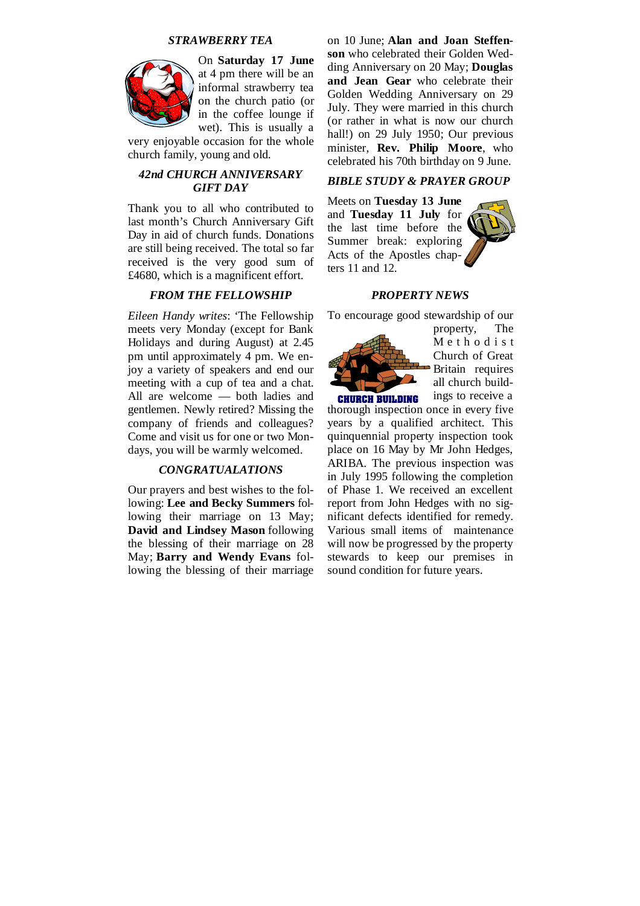### *STRAWBERRY TEA*

On **Saturday 17 June** at 4 pm there will be an informal strawberry tea on the church patio (or in the coffee lounge if wet). This is usually a very enjoyable occasion for the whole church family, young and old.

### *42nd CHURCH ANNIVERSARY GIFT DAY*

Thank you to all who contributed to last month's Church Anniversary Gift Day in aid of church funds. Donations are still being received. The total so far received is the very good sum of £4680, which is a magnificent effort.

### *FROM THE FELLOWSHIP*

*Eileen Handy writes*: 'The Fellowship meets very Monday (except for Bank Holidays and during August) at 2.45 pm until approximately 4 pm. We enjoy a variety of speakers and end our meeting with a cup of tea and a chat. All are welcome — both ladies and gentlemen. Newly retired? Missing the company of friends and colleagues? Come and visit us for one or two Mondays, you will be warmly welcomed.

### *CONGRATULATIONS*

Our prayers and best wishes to the following: **Lee and Becky Summers** following their marriage on 13 May; **David and Lindsey Mason** following the blessing of their marriage on 28 May; **Barry and Wendy Evans** following the blessing of their marriage on 10 June; **Alan and Joan Steffenson** who celebrated their Golden Wedding Anniversary on 20 May; **Douglas and Jean Gear** who celebrate their Golden Wedding Anniversary on 29 July. They were married in this church (or rather in what is now our church hall!) on 29 July 1950; Our previous minister, **Rev. Philip Moore**, who celebrated his 70th birthday on 9 June.

### *BIBLE STUDY & PRAYER GROUP*

Meets on **Tuesday 13 June** and **Tuesday 11 July** for the last time before the Summer break: exploring Acts of the Apostles chapters 11 and 12.

### *PROPERTY NEWS*

To encourage good stewardship of our property, The Methodist Church of Great Britain requires all church buildings to receive a thorough inspection once in every five years by a qualified architect. This quinquennial property inspection took place on 16 May by Mr John Hedges, ARIBA. The previous inspection was in July 1995 following the completion of Phase 1. We received an excellent report from John Hedges with no significant defects identified for remedy. Various small items of maintenance will now be progressed by the property stewards to keep our premises in sound condition for future years.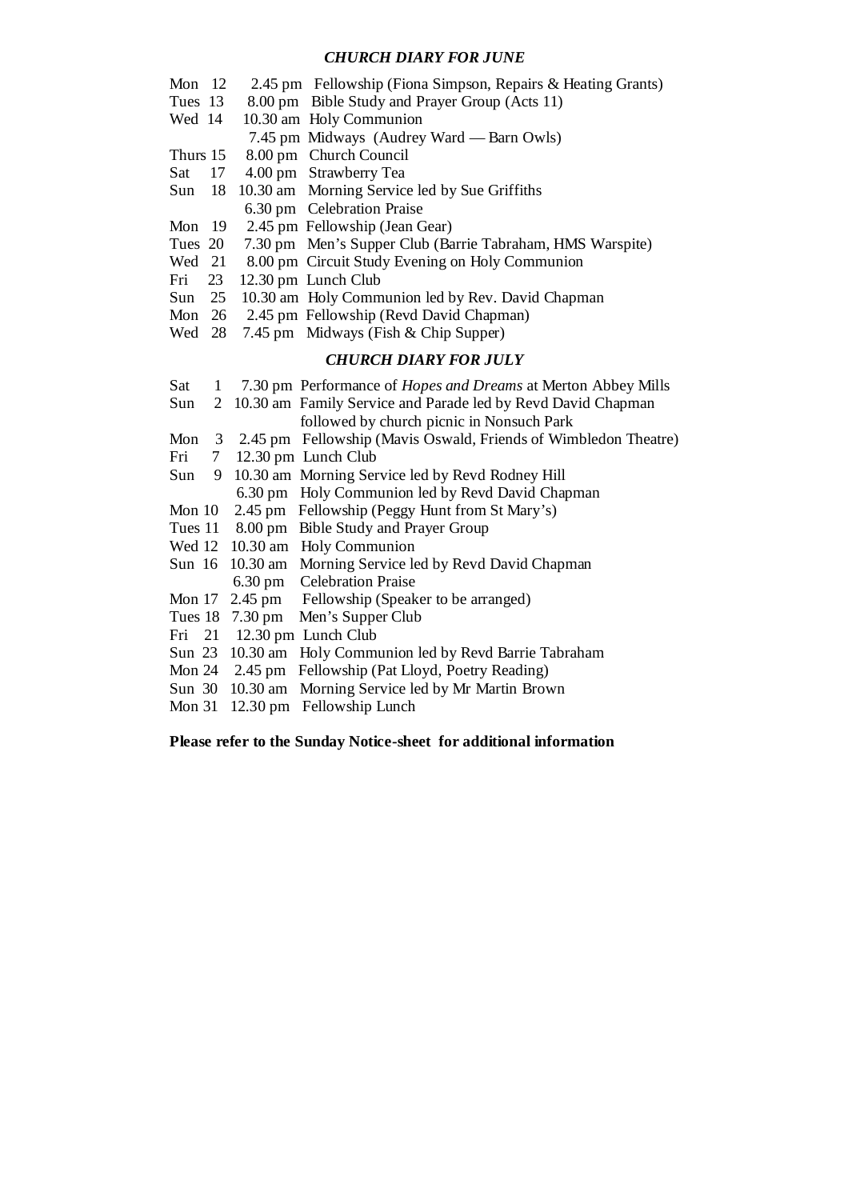## *CHURCH DIARY FOR JUNE*

| | | |
|---|---|---|
| Mon 12 | 2.45 pm | Fellowship (Fiona Simpson, Repairs & Heating Grants) |
| Tues 13 | 8.00 pm | Bible Study and Prayer Group (Acts 11) |
| Wed 14 | 10.30 am | Holy Communion |
| | 7.45 pm | Midways (Audrey Ward — Barn Owls) |
| Thurs 15 | 8.00 pm | Church Council |
| Sat 17 | 4.00 pm | Strawberry Tea |
| Sun 18 | 10.30 am | Morning Service led by Sue Griffiths |
| | 6.30 pm | Celebration Praise |
| Mon 19 | 2.45 pm | Fellowship (Jean Gear) |
| Tues 20 | 7.30 pm | Men's Supper Club (Barrie Tabraham, HMS Warspite) |
| Wed 21 | 8.00 pm | Circuit Study Evening on Holy Communion |
| Fri 23 | 12.30 pm | Lunch Club |
| Sun 25 | 10.30 am | Holy Communion led by Rev. David Chapman |
| Mon 26 | 2.45 pm | Fellowship (Revd David Chapman) |
| Wed 28 | 7.45 pm | Midways (Fish & Chip Supper) |

## *CHURCH DIARY FOR JULY*

| | | |
|---|---|---|
| Sat 1 | 7.30 pm | Performance of *Hopes and Dreams* at Merton Abbey Mills |
| Sun 2 | 10.30 am | Family Service and Parade led by Revd David Chapman followed by church picnic in Nonsuch Park |
| Mon 3 | 2.45 pm | Fellowship (Mavis Oswald, Friends of Wimbledon Theatre) |
| Fri 7 | 12.30 pm | Lunch Club |
| Sun 9 | 10.30 am | Morning Service led by Revd Rodney Hill |
| | 6.30 pm | Holy Communion led by Revd David Chapman |
| Mon 10 | 2.45 pm | Fellowship (Peggy Hunt from St Mary's) |
| Tues 11 | 8.00 pm | Bible Study and Prayer Group |
| Wed 12 | 10.30 am | Holy Communion |
| Sun 16 | 10.30 am | Morning Service led by Revd David Chapman |
| | 6.30 pm | Celebration Praise |
| Mon 17 | 2.45 pm | Fellowship (Speaker to be arranged) |
| Tues 18 | 7.30 pm | Men's Supper Club |
| Fri 21 | 12.30 pm | Lunch Club |
| Sun 23 | 10.30 am | Holy Communion led by Revd Barrie Tabraham |
| Mon 24 | 2.45 pm | Fellowship (Pat Lloyd, Poetry Reading) |
| Sun 30 | 10.30 am | Morning Service led by Mr Martin Brown |
| Mon 31 | 12.30 pm | Fellowship Lunch |

**Please refer to the Sunday Notice-sheet for additional information**